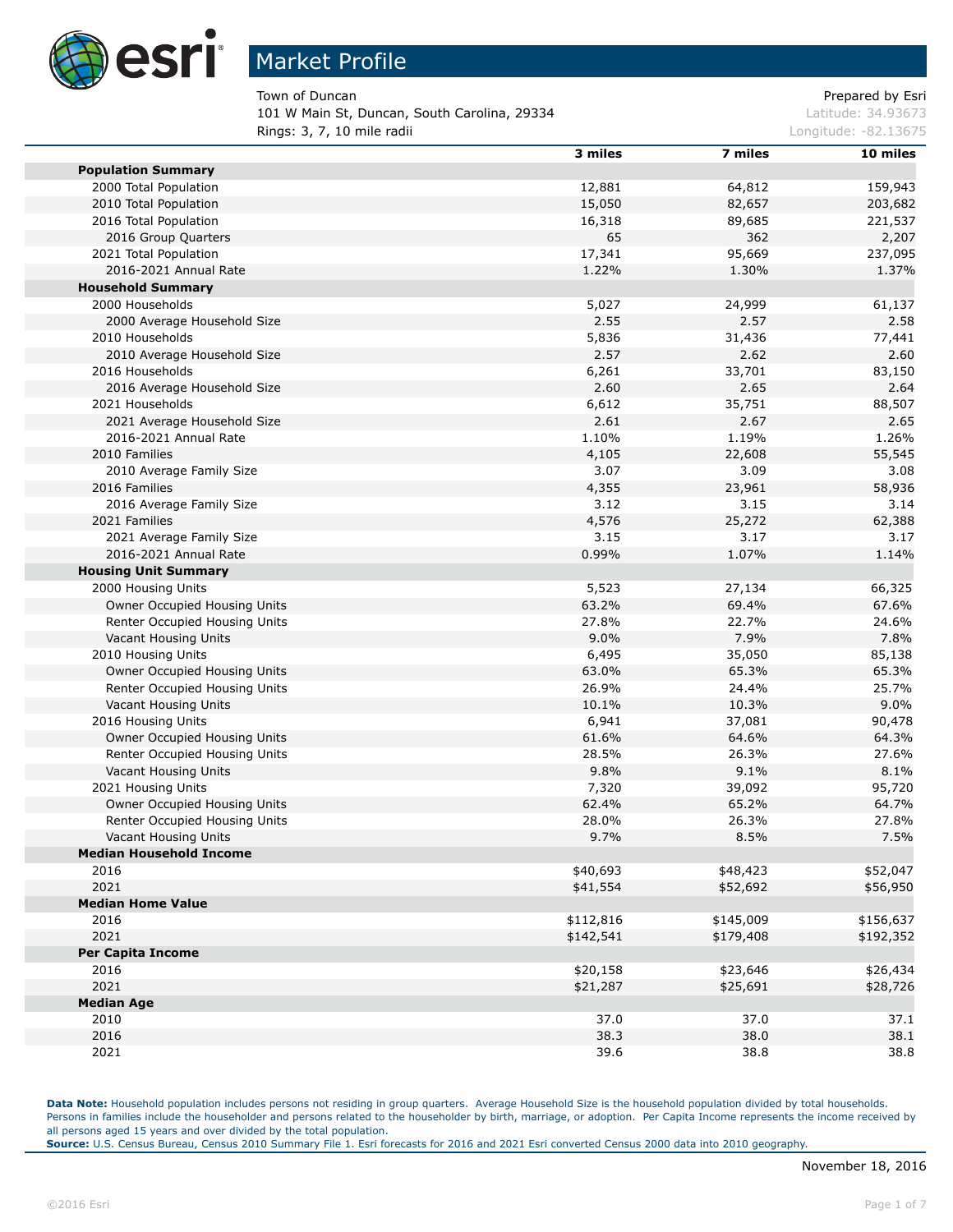# Market Profile

Town of Duncan
101 W Main St, Duncan, South Carolina, 29334
Rings: 3, 7, 10 mile radii

Prepared by Esri
Latitude: 34.93673
Longitude: -82.13675

| | 3 miles | 7 miles | 10 miles |
|---|---|---|---|
| **Population Summary** | | | |
| 2000 Total Population | 12,881 | 64,812 | 159,943 |
| 2010 Total Population | 15,050 | 82,657 | 203,682 |
| 2016 Total Population | 16,318 | 89,685 | 221,537 |
| 2016 Group Quarters | 65 | 362 | 2,207 |
| 2021 Total Population | 17,341 | 95,669 | 237,095 |
| 2016-2021 Annual Rate | 1.22% | 1.30% | 1.37% |
| **Household Summary** | | | |
| 2000 Households | 5,027 | 24,999 | 61,137 |
| 2000 Average Household Size | 2.55 | 2.57 | 2.58 |
| 2010 Households | 5,836 | 31,436 | 77,441 |
| 2010 Average Household Size | 2.57 | 2.62 | 2.60 |
| 2016 Households | 6,261 | 33,701 | 83,150 |
| 2016 Average Household Size | 2.60 | 2.65 | 2.64 |
| 2021 Households | 6,612 | 35,751 | 88,507 |
| 2021 Average Household Size | 2.61 | 2.67 | 2.65 |
| 2016-2021 Annual Rate | 1.10% | 1.19% | 1.26% |
| 2010 Families | 4,105 | 22,608 | 55,545 |
| 2010 Average Family Size | 3.07 | 3.09 | 3.08 |
| 2016 Families | 4,355 | 23,961 | 58,936 |
| 2016 Average Family Size | 3.12 | 3.15 | 3.14 |
| 2021 Families | 4,576 | 25,272 | 62,388 |
| 2021 Average Family Size | 3.15 | 3.17 | 3.17 |
| 2016-2021 Annual Rate | 0.99% | 1.07% | 1.14% |
| **Housing Unit Summary** | | | |
| 2000 Housing Units | 5,523 | 27,134 | 66,325 |
| Owner Occupied Housing Units | 63.2% | 69.4% | 67.6% |
| Renter Occupied Housing Units | 27.8% | 22.7% | 24.6% |
| Vacant Housing Units | 9.0% | 7.9% | 7.8% |
| 2010 Housing Units | 6,495 | 35,050 | 85,138 |
| Owner Occupied Housing Units | 63.0% | 65.3% | 65.3% |
| Renter Occupied Housing Units | 26.9% | 24.4% | 25.7% |
| Vacant Housing Units | 10.1% | 10.3% | 9.0% |
| 2016 Housing Units | 6,941 | 37,081 | 90,478 |
| Owner Occupied Housing Units | 61.6% | 64.6% | 64.3% |
| Renter Occupied Housing Units | 28.5% | 26.3% | 27.6% |
| Vacant Housing Units | 9.8% | 9.1% | 8.1% |
| 2021 Housing Units | 7,320 | 39,092 | 95,720 |
| Owner Occupied Housing Units | 62.4% | 65.2% | 64.7% |
| Renter Occupied Housing Units | 28.0% | 26.3% | 27.8% |
| Vacant Housing Units | 9.7% | 8.5% | 7.5% |
| **Median Household Income** | | | |
| 2016 | $40,693 | $48,423 | $52,047 |
| 2021 | $41,554 | $52,692 | $56,950 |
| **Median Home Value** | | | |
| 2016 | $112,816 | $145,009 | $156,637 |
| 2021 | $142,541 | $179,408 | $192,352 |
| **Per Capita Income** | | | |
| 2016 | $20,158 | $23,646 | $26,434 |
| 2021 | $21,287 | $25,691 | $28,726 |
| **Median Age** | | | |
| 2010 | 37.0 | 37.0 | 37.1 |
| 2016 | 38.3 | 38.0 | 38.1 |
| 2021 | 39.6 | 38.8 | 38.8 |

**Data Note:** Household population includes persons not residing in group quarters. Average Household Size is the household population divided by total households. Persons in families include the householder and persons related to the householder by birth, marriage, or adoption. Per Capita Income represents the income received by all persons aged 15 years and over divided by the total population.
**Source:** U.S. Census Bureau, Census 2010 Summary File 1. Esri forecasts for 2016 and 2021 Esri converted Census 2000 data into 2010 geography.

November 18, 2016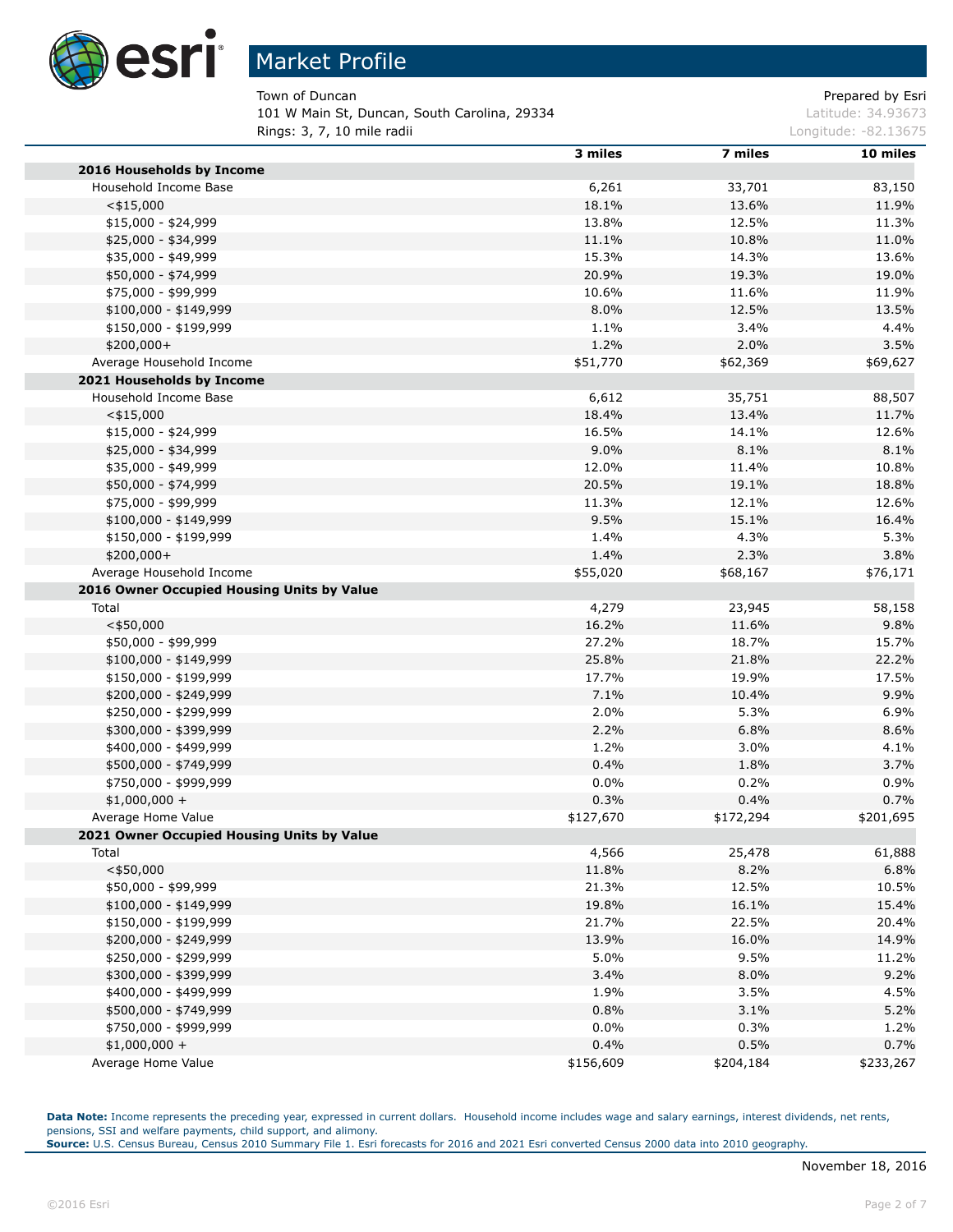# Market Profile

Town of Duncan
101 W Main St, Duncan, South Carolina, 29334
Rings: 3, 7, 10 mile radii

Prepared by Esri
Latitude: 34.93673
Longitude: -82.13675

| | 3 miles | 7 miles | 10 miles |
|---|---|---|---|
| **2016 Households by Income** | | | |
| Household Income Base | 6,261 | 33,701 | 83,150 |
| <$15,000 | 18.1% | 13.6% | 11.9% |
| $15,000 - $24,999 | 13.8% | 12.5% | 11.3% |
| $25,000 - $34,999 | 11.1% | 10.8% | 11.0% |
| $35,000 - $49,999 | 15.3% | 14.3% | 13.6% |
| $50,000 - $74,999 | 20.9% | 19.3% | 19.0% |
| $75,000 - $99,999 | 10.6% | 11.6% | 11.9% |
| $100,000 - $149,999 | 8.0% | 12.5% | 13.5% |
| $150,000 - $199,999 | 1.1% | 3.4% | 4.4% |
| $200,000+ | 1.2% | 2.0% | 3.5% |
| Average Household Income | $51,770 | $62,369 | $69,627 |
| **2021 Households by Income** | | | |
| Household Income Base | 6,612 | 35,751 | 88,507 |
| <$15,000 | 18.4% | 13.4% | 11.7% |
| $15,000 - $24,999 | 16.5% | 14.1% | 12.6% |
| $25,000 - $34,999 | 9.0% | 8.1% | 8.1% |
| $35,000 - $49,999 | 12.0% | 11.4% | 10.8% |
| $50,000 - $74,999 | 20.5% | 19.1% | 18.8% |
| $75,000 - $99,999 | 11.3% | 12.1% | 12.6% |
| $100,000 - $149,999 | 9.5% | 15.1% | 16.4% |
| $150,000 - $199,999 | 1.4% | 4.3% | 5.3% |
| $200,000+ | 1.4% | 2.3% | 3.8% |
| Average Household Income | $55,020 | $68,167 | $76,171 |
| **2016 Owner Occupied Housing Units by Value** | | | |
| Total | 4,279 | 23,945 | 58,158 |
| <$50,000 | 16.2% | 11.6% | 9.8% |
| $50,000 - $99,999 | 27.2% | 18.7% | 15.7% |
| $100,000 - $149,999 | 25.8% | 21.8% | 22.2% |
| $150,000 - $199,999 | 17.7% | 19.9% | 17.5% |
| $200,000 - $249,999 | 7.1% | 10.4% | 9.9% |
| $250,000 - $299,999 | 2.0% | 5.3% | 6.9% |
| $300,000 - $399,999 | 2.2% | 6.8% | 8.6% |
| $400,000 - $499,999 | 1.2% | 3.0% | 4.1% |
| $500,000 - $749,999 | 0.4% | 1.8% | 3.7% |
| $750,000 - $999,999 | 0.0% | 0.2% | 0.9% |
| $1,000,000 + | 0.3% | 0.4% | 0.7% |
| Average Home Value | $127,670 | $172,294 | $201,695 |
| **2021 Owner Occupied Housing Units by Value** | | | |
| Total | 4,566 | 25,478 | 61,888 |
| <$50,000 | 11.8% | 8.2% | 6.8% |
| $50,000 - $99,999 | 21.3% | 12.5% | 10.5% |
| $100,000 - $149,999 | 19.8% | 16.1% | 15.4% |
| $150,000 - $199,999 | 21.7% | 22.5% | 20.4% |
| $200,000 - $249,999 | 13.9% | 16.0% | 14.9% |
| $250,000 - $299,999 | 5.0% | 9.5% | 11.2% |
| $300,000 - $399,999 | 3.4% | 8.0% | 9.2% |
| $400,000 - $499,999 | 1.9% | 3.5% | 4.5% |
| $500,000 - $749,999 | 0.8% | 3.1% | 5.2% |
| $750,000 - $999,999 | 0.0% | 0.3% | 1.2% |
| $1,000,000 + | 0.4% | 0.5% | 0.7% |
| Average Home Value | $156,609 | $204,184 | $233,267 |

**Data Note:** Income represents the preceding year, expressed in current dollars. Household income includes wage and salary earnings, interest dividends, net rents, pensions, SSI and welfare payments, child support, and alimony.
**Source:** U.S. Census Bureau, Census 2010 Summary File 1. Esri forecasts for 2016 and 2021 Esri converted Census 2000 data into 2010 geography.

November 18, 2016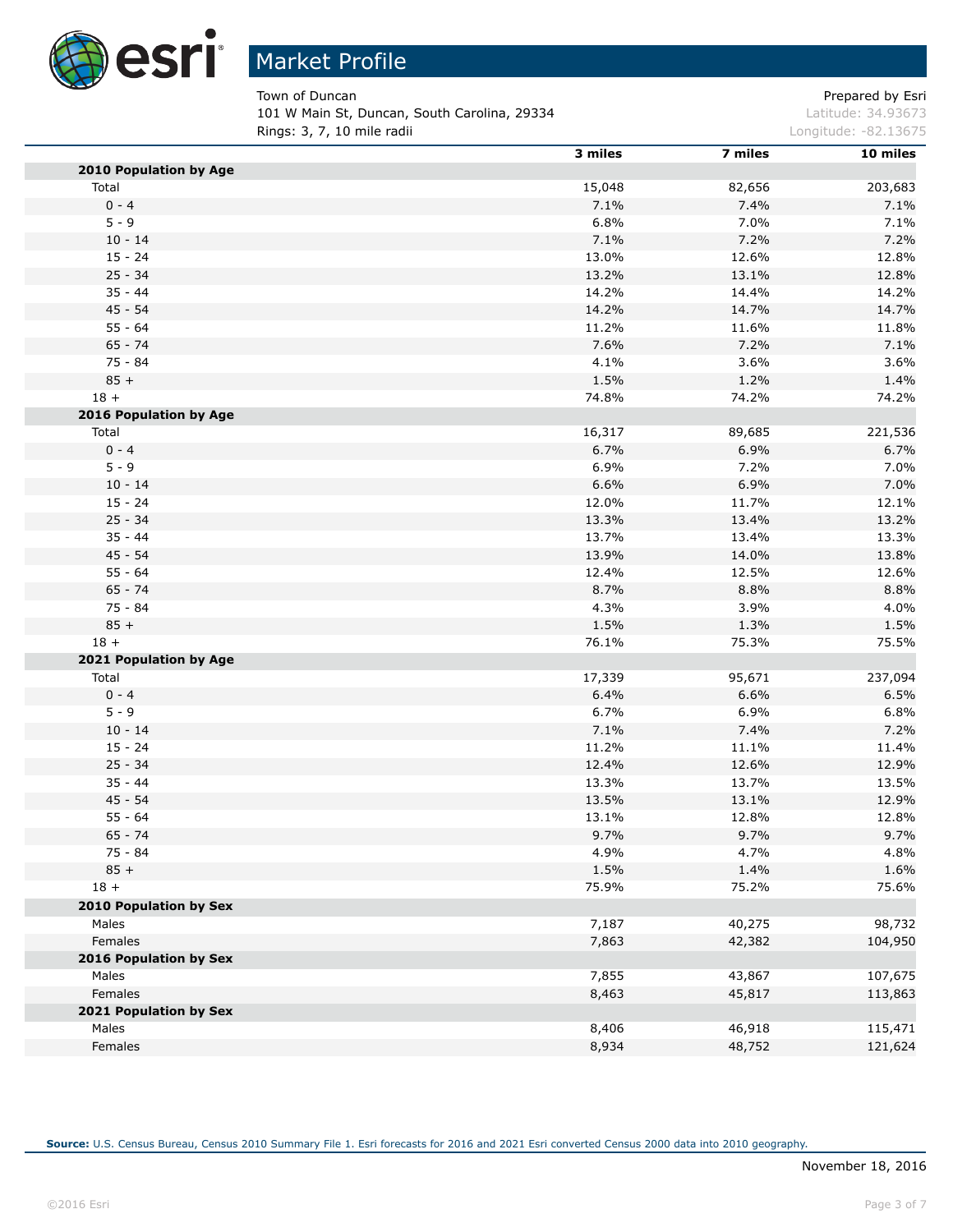# Market Profile

Town of Duncan
101 W Main St, Duncan, South Carolina, 29334
Rings: 3, 7, 10 mile radii

Prepared by Esri
Latitude: 34.93673
Longitude: -82.13675

| | 3 miles | 7 miles | 10 miles |
|---|---|---|---|
| **2010 Population by Age** | | | |
| Total | 15,048 | 82,656 | 203,683 |
| 0 - 4 | 7.1% | 7.4% | 7.1% |
| 5 - 9 | 6.8% | 7.0% | 7.1% |
| 10 - 14 | 7.1% | 7.2% | 7.2% |
| 15 - 24 | 13.0% | 12.6% | 12.8% |
| 25 - 34 | 13.2% | 13.1% | 12.8% |
| 35 - 44 | 14.2% | 14.4% | 14.2% |
| 45 - 54 | 14.2% | 14.7% | 14.7% |
| 55 - 64 | 11.2% | 11.6% | 11.8% |
| 65 - 74 | 7.6% | 7.2% | 7.1% |
| 75 - 84 | 4.1% | 3.6% | 3.6% |
| 85 + | 1.5% | 1.2% | 1.4% |
| 18 + | 74.8% | 74.2% | 74.2% |
| **2016 Population by Age** | | | |
| Total | 16,317 | 89,685 | 221,536 |
| 0 - 4 | 6.7% | 6.9% | 6.7% |
| 5 - 9 | 6.9% | 7.2% | 7.0% |
| 10 - 14 | 6.6% | 6.9% | 7.0% |
| 15 - 24 | 12.0% | 11.7% | 12.1% |
| 25 - 34 | 13.3% | 13.4% | 13.2% |
| 35 - 44 | 13.7% | 13.4% | 13.3% |
| 45 - 54 | 13.9% | 14.0% | 13.8% |
| 55 - 64 | 12.4% | 12.5% | 12.6% |
| 65 - 74 | 8.7% | 8.8% | 8.8% |
| 75 - 84 | 4.3% | 3.9% | 4.0% |
| 85 + | 1.5% | 1.3% | 1.5% |
| 18 + | 76.1% | 75.3% | 75.5% |
| **2021 Population by Age** | | | |
| Total | 17,339 | 95,671 | 237,094 |
| 0 - 4 | 6.4% | 6.6% | 6.5% |
| 5 - 9 | 6.7% | 6.9% | 6.8% |
| 10 - 14 | 7.1% | 7.4% | 7.2% |
| 15 - 24 | 11.2% | 11.1% | 11.4% |
| 25 - 34 | 12.4% | 12.6% | 12.9% |
| 35 - 44 | 13.3% | 13.7% | 13.5% |
| 45 - 54 | 13.5% | 13.1% | 12.9% |
| 55 - 64 | 13.1% | 12.8% | 12.8% |
| 65 - 74 | 9.7% | 9.7% | 9.7% |
| 75 - 84 | 4.9% | 4.7% | 4.8% |
| 85 + | 1.5% | 1.4% | 1.6% |
| 18 + | 75.9% | 75.2% | 75.6% |
| **2010 Population by Sex** | | | |
| Males | 7,187 | 40,275 | 98,732 |
| Females | 7,863 | 42,382 | 104,950 |
| **2016 Population by Sex** | | | |
| Males | 7,855 | 43,867 | 107,675 |
| Females | 8,463 | 45,817 | 113,863 |
| **2021 Population by Sex** | | | |
| Males | 8,406 | 46,918 | 115,471 |
| Females | 8,934 | 48,752 | 121,624 |

**Source:** U.S. Census Bureau, Census 2010 Summary File 1. Esri forecasts for 2016 and 2021 Esri converted Census 2000 data into 2010 geography.

November 18, 2016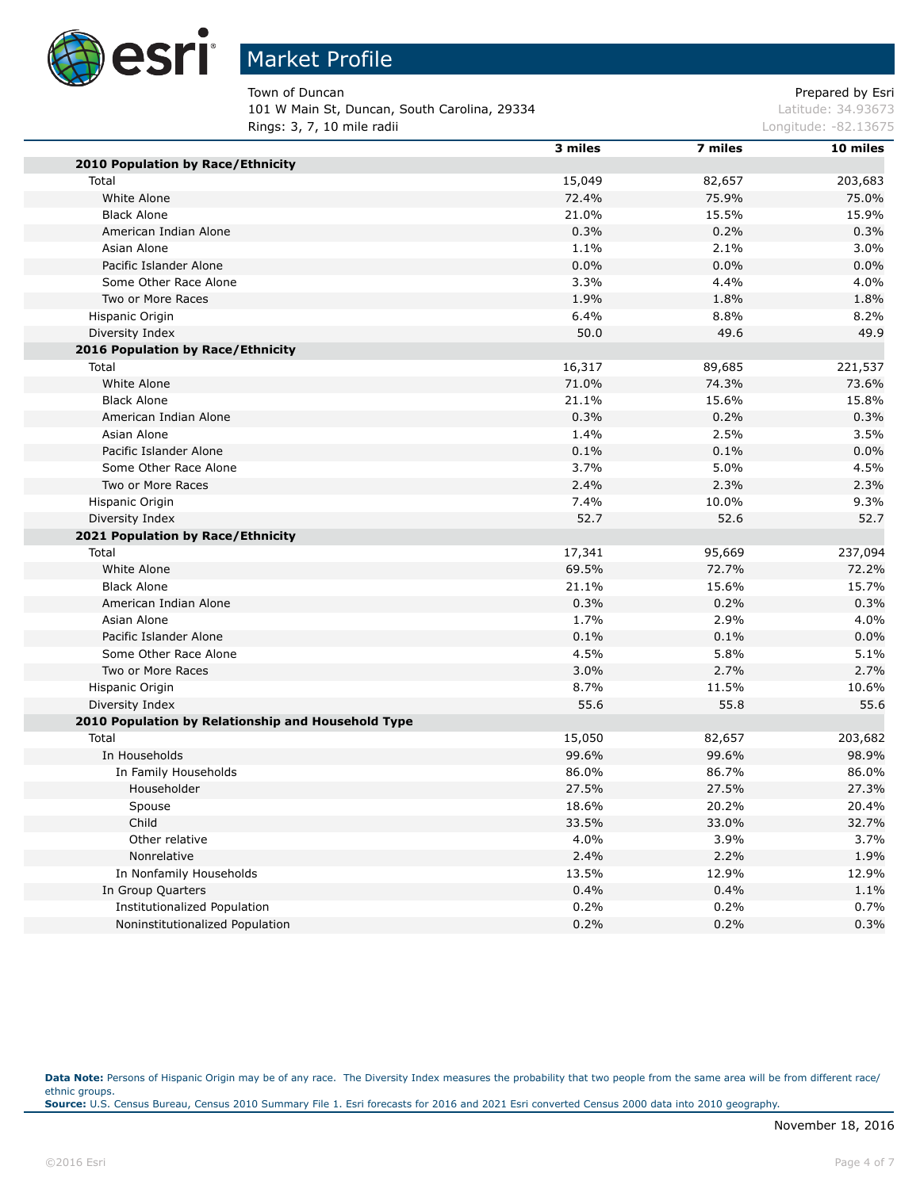# Market Profile

Town of Duncan
101 W Main St, Duncan, South Carolina, 29334
Rings: 3, 7, 10 mile radii

Prepared by Esri
Latitude: 34.93673
Longitude: -82.13675

| | 3 miles | 7 miles | 10 miles |
|---|---|---|---|
| **2010 Population by Race/Ethnicity** | | | |
| Total | 15,049 | 82,657 | 203,683 |
| White Alone | 72.4% | 75.9% | 75.0% |
| Black Alone | 21.0% | 15.5% | 15.9% |
| American Indian Alone | 0.3% | 0.2% | 0.3% |
| Asian Alone | 1.1% | 2.1% | 3.0% |
| Pacific Islander Alone | 0.0% | 0.0% | 0.0% |
| Some Other Race Alone | 3.3% | 4.4% | 4.0% |
| Two or More Races | 1.9% | 1.8% | 1.8% |
| Hispanic Origin | 6.4% | 8.8% | 8.2% |
| Diversity Index | 50.0 | 49.6 | 49.9 |
| **2016 Population by Race/Ethnicity** | | | |
| Total | 16,317 | 89,685 | 221,537 |
| White Alone | 71.0% | 74.3% | 73.6% |
| Black Alone | 21.1% | 15.6% | 15.8% |
| American Indian Alone | 0.3% | 0.2% | 0.3% |
| Asian Alone | 1.4% | 2.5% | 3.5% |
| Pacific Islander Alone | 0.1% | 0.1% | 0.0% |
| Some Other Race Alone | 3.7% | 5.0% | 4.5% |
| Two or More Races | 2.4% | 2.3% | 2.3% |
| Hispanic Origin | 7.4% | 10.0% | 9.3% |
| Diversity Index | 52.7 | 52.6 | 52.7 |
| **2021 Population by Race/Ethnicity** | | | |
| Total | 17,341 | 95,669 | 237,094 |
| White Alone | 69.5% | 72.7% | 72.2% |
| Black Alone | 21.1% | 15.6% | 15.7% |
| American Indian Alone | 0.3% | 0.2% | 0.3% |
| Asian Alone | 1.7% | 2.9% | 4.0% |
| Pacific Islander Alone | 0.1% | 0.1% | 0.0% |
| Some Other Race Alone | 4.5% | 5.8% | 5.1% |
| Two or More Races | 3.0% | 2.7% | 2.7% |
| Hispanic Origin | 8.7% | 11.5% | 10.6% |
| Diversity Index | 55.6 | 55.8 | 55.6 |
| **2010 Population by Relationship and Household Type** | | | |
| Total | 15,050 | 82,657 | 203,682 |
| In Households | 99.6% | 99.6% | 98.9% |
| In Family Households | 86.0% | 86.7% | 86.0% |
| Householder | 27.5% | 27.5% | 27.3% |
| Spouse | 18.6% | 20.2% | 20.4% |
| Child | 33.5% | 33.0% | 32.7% |
| Other relative | 4.0% | 3.9% | 3.7% |
| Nonrelative | 2.4% | 2.2% | 1.9% |
| In Nonfamily Households | 13.5% | 12.9% | 12.9% |
| In Group Quarters | 0.4% | 0.4% | 1.1% |
| Institutionalized Population | 0.2% | 0.2% | 0.7% |
| Noninstitutionalized Population | 0.2% | 0.2% | 0.3% |

**Data Note:** Persons of Hispanic Origin may be of any race. The Diversity Index measures the probability that two people from the same area will be from different race/ethnic groups.
**Source:** U.S. Census Bureau, Census 2010 Summary File 1. Esri forecasts for 2016 and 2021 Esri converted Census 2000 data into 2010 geography.

November 18, 2016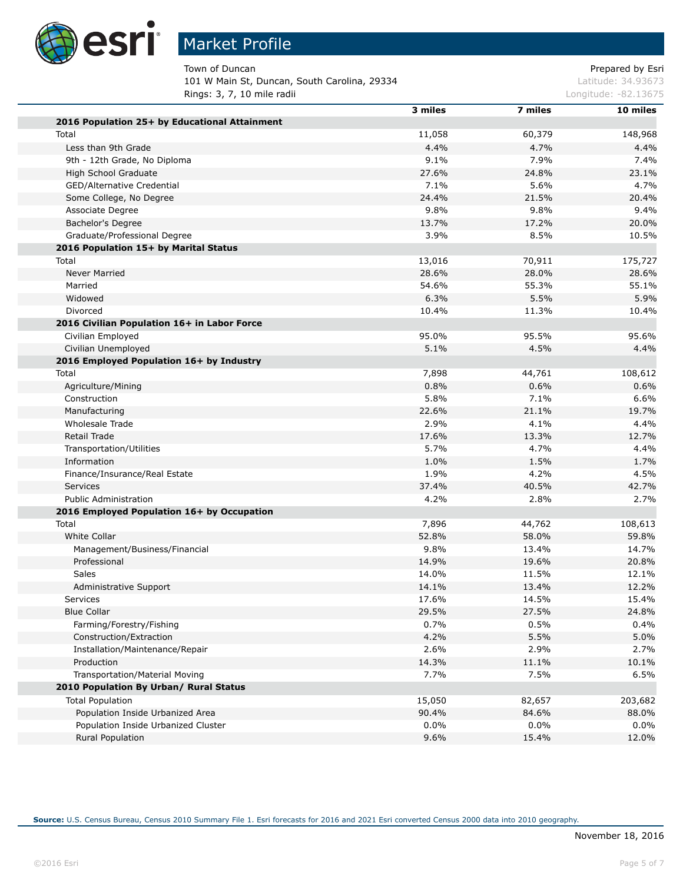# Market Profile

Town of Duncan
101 W Main St, Duncan, South Carolina, 29334
Rings: 3, 7, 10 mile radii

Prepared by Esri
Latitude: 34.93673
Longitude: -82.13675

| | 3 miles | 7 miles | 10 miles |
|---|---|---|---|
| **2016 Population 25+ by Educational Attainment** | | | |
| Total | 11,058 | 60,379 | 148,968 |
| Less than 9th Grade | 4.4% | 4.7% | 4.4% |
| 9th - 12th Grade, No Diploma | 9.1% | 7.9% | 7.4% |
| High School Graduate | 27.6% | 24.8% | 23.1% |
| GED/Alternative Credential | 7.1% | 5.6% | 4.7% |
| Some College, No Degree | 24.4% | 21.5% | 20.4% |
| Associate Degree | 9.8% | 9.8% | 9.4% |
| Bachelor's Degree | 13.7% | 17.2% | 20.0% |
| Graduate/Professional Degree | 3.9% | 8.5% | 10.5% |
| **2016 Population 15+ by Marital Status** | | | |
| Total | 13,016 | 70,911 | 175,727 |
| Never Married | 28.6% | 28.0% | 28.6% |
| Married | 54.6% | 55.3% | 55.1% |
| Widowed | 6.3% | 5.5% | 5.9% |
| Divorced | 10.4% | 11.3% | 10.4% |
| **2016 Civilian Population 16+ in Labor Force** | | | |
| Civilian Employed | 95.0% | 95.5% | 95.6% |
| Civilian Unemployed | 5.1% | 4.5% | 4.4% |
| **2016 Employed Population 16+ by Industry** | | | |
| Total | 7,898 | 44,761 | 108,612 |
| Agriculture/Mining | 0.8% | 0.6% | 0.6% |
| Construction | 5.8% | 7.1% | 6.6% |
| Manufacturing | 22.6% | 21.1% | 19.7% |
| Wholesale Trade | 2.9% | 4.1% | 4.4% |
| Retail Trade | 17.6% | 13.3% | 12.7% |
| Transportation/Utilities | 5.7% | 4.7% | 4.4% |
| Information | 1.0% | 1.5% | 1.7% |
| Finance/Insurance/Real Estate | 1.9% | 4.2% | 4.5% |
| Services | 37.4% | 40.5% | 42.7% |
| Public Administration | 4.2% | 2.8% | 2.7% |
| **2016 Employed Population 16+ by Occupation** | | | |
| Total | 7,896 | 44,762 | 108,613 |
| White Collar | 52.8% | 58.0% | 59.8% |
| Management/Business/Financial | 9.8% | 13.4% | 14.7% |
| Professional | 14.9% | 19.6% | 20.8% |
| Sales | 14.0% | 11.5% | 12.1% |
| Administrative Support | 14.1% | 13.4% | 12.2% |
| Services | 17.6% | 14.5% | 15.4% |
| Blue Collar | 29.5% | 27.5% | 24.8% |
| Farming/Forestry/Fishing | 0.7% | 0.5% | 0.4% |
| Construction/Extraction | 4.2% | 5.5% | 5.0% |
| Installation/Maintenance/Repair | 2.6% | 2.9% | 2.7% |
| Production | 14.3% | 11.1% | 10.1% |
| Transportation/Material Moving | 7.7% | 7.5% | 6.5% |
| **2010 Population By Urban/ Rural Status** | | | |
| Total Population | 15,050 | 82,657 | 203,682 |
| Population Inside Urbanized Area | 90.4% | 84.6% | 88.0% |
| Population Inside Urbanized Cluster | 0.0% | 0.0% | 0.0% |
| Rural Population | 9.6% | 15.4% | 12.0% |

**Source:** U.S. Census Bureau, Census 2010 Summary File 1. Esri forecasts for 2016 and 2021 Esri converted Census 2000 data into 2010 geography.

November 18, 2016

©2016 Esri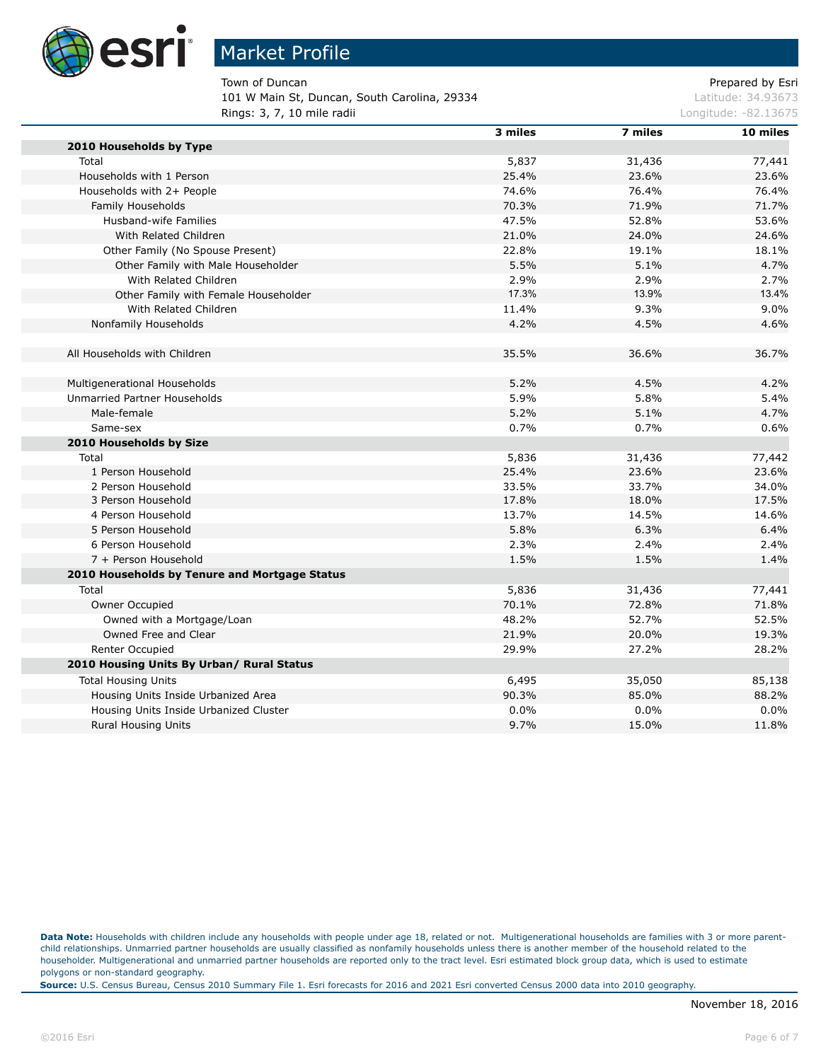# Market Profile

Town of Duncan
101 W Main St, Duncan, South Carolina, 29334
Rings: 3, 7, 10 mile radii

Prepared by Esri
Latitude: 34.93673
Longitude: -82.13675

| | 3 miles | 7 miles | 10 miles |
|---|---|---|---|
| **2010 Households by Type** | | | |
| Total | 5,837 | 31,436 | 77,441 |
| Households with 1 Person | 25.4% | 23.6% | 23.6% |
| Households with 2+ People | 74.6% | 76.4% | 76.4% |
| Family Households | 70.3% | 71.9% | 71.7% |
| Husband-wife Families | 47.5% | 52.8% | 53.6% |
| With Related Children | 21.0% | 24.0% | 24.6% |
| Other Family (No Spouse Present) | 22.8% | 19.1% | 18.1% |
| Other Family with Male Householder | 5.5% | 5.1% | 4.7% |
| With Related Children | 2.9% | 2.9% | 2.7% |
| Other Family with Female Householder | 17.3% | 13.9% | 13.4% |
| With Related Children | 11.4% | 9.3% | 9.0% |
| Nonfamily Households | 4.2% | 4.5% | 4.6% |
| | | | |
| All Households with Children | 35.5% | 36.6% | 36.7% |
| | | | |
| Multigenerational Households | 5.2% | 4.5% | 4.2% |
| Unmarried Partner Households | 5.9% | 5.8% | 5.4% |
| Male-female | 5.2% | 5.1% | 4.7% |
| Same-sex | 0.7% | 0.7% | 0.6% |
| **2010 Households by Size** | | | |
| Total | 5,836 | 31,436 | 77,442 |
| 1 Person Household | 25.4% | 23.6% | 23.6% |
| 2 Person Household | 33.5% | 33.7% | 34.0% |
| 3 Person Household | 17.8% | 18.0% | 17.5% |
| 4 Person Household | 13.7% | 14.5% | 14.6% |
| 5 Person Household | 5.8% | 6.3% | 6.4% |
| 6 Person Household | 2.3% | 2.4% | 2.4% |
| 7 + Person Household | 1.5% | 1.5% | 1.4% |
| **2010 Households by Tenure and Mortgage Status** | | | |
| Total | 5,836 | 31,436 | 77,441 |
| Owner Occupied | 70.1% | 72.8% | 71.8% |
| Owned with a Mortgage/Loan | 48.2% | 52.7% | 52.5% |
| Owned Free and Clear | 21.9% | 20.0% | 19.3% |
| Renter Occupied | 29.9% | 27.2% | 28.2% |
| **2010 Housing Units By Urban/ Rural Status** | | | |
| Total Housing Units | 6,495 | 35,050 | 85,138 |
| Housing Units Inside Urbanized Area | 90.3% | 85.0% | 88.2% |
| Housing Units Inside Urbanized Cluster | 0.0% | 0.0% | 0.0% |
| Rural Housing Units | 9.7% | 15.0% | 11.8% |

**Data Note:** Households with children include any households with people under age 18, related or not. Multigenerational households are families with 3 or more parent-child relationships. Unmarried partner households are usually classified as nonfamily households unless there is another member of the household related to the householder. Multigenerational and unmarried partner households are reported only to the tract level. Esri estimated block group data, which is used to estimate polygons or non-standard geography.

**Source:** U.S. Census Bureau, Census 2010 Summary File 1. Esri forecasts for 2016 and 2021 Esri converted Census 2000 data into 2010 geography.

November 18, 2016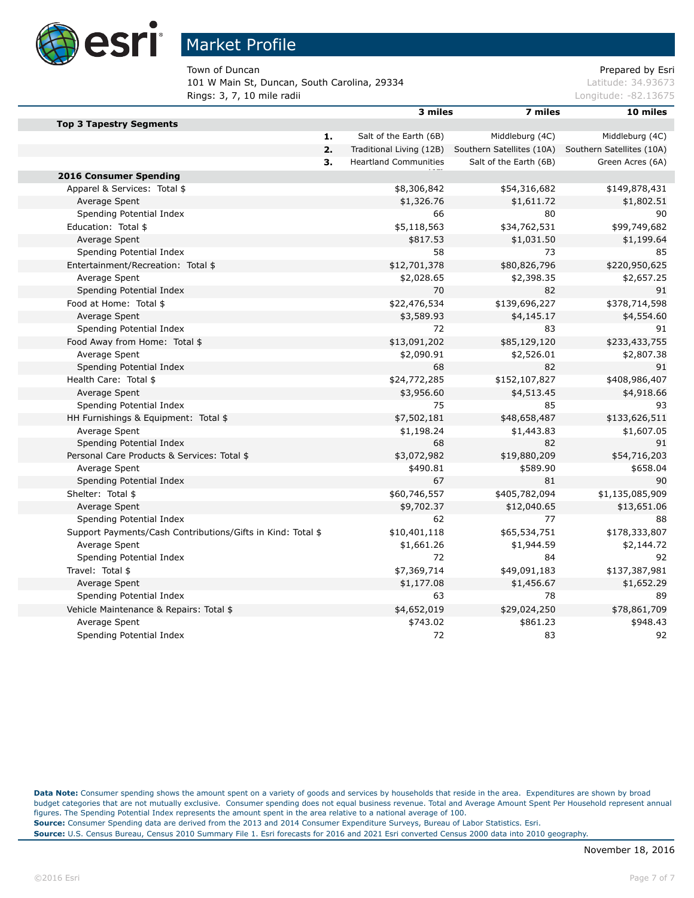# Market Profile

Town of Duncan
101 W Main St, Duncan, South Carolina, 29334
Rings: 3, 7, 10 mile radii

Prepared by Esri
Latitude: 34.93673
Longitude: -82.13675

| | | 3 miles | 7 miles | 10 miles |
|---|---|---|---|---|
| **Top 3 Tapestry Segments** | | | | |
| | **1.** | Salt of the Earth (6B) | Middleburg (4C) | Middleburg (4C) |
| | **2.** | Traditional Living (12B) | Southern Satellites (10A) | Southern Satellites (10A) |
| | **3.** | Heartland Communities | Salt of the Earth (6B) | Green Acres (6A) |
| **2016 Consumer Spending** | | | | |
| Apparel & Services: Total $ | | $8,306,842 | $54,316,682 | $149,878,431 |
| Average Spent | | $1,326.76 | $1,611.72 | $1,802.51 |
| Spending Potential Index | | 66 | 80 | 90 |
| Education: Total $ | | $5,118,563 | $34,762,531 | $99,749,682 |
| Average Spent | | $817.53 | $1,031.50 | $1,199.64 |
| Spending Potential Index | | 58 | 73 | 85 |
| Entertainment/Recreation: Total $ | | $12,701,378 | $80,826,796 | $220,950,625 |
| Average Spent | | $2,028.65 | $2,398.35 | $2,657.25 |
| Spending Potential Index | | 70 | 82 | 91 |
| Food at Home: Total $ | | $22,476,534 | $139,696,227 | $378,714,598 |
| Average Spent | | $3,589.93 | $4,145.17 | $4,554.60 |
| Spending Potential Index | | 72 | 83 | 91 |
| Food Away from Home: Total $ | | $13,091,202 | $85,129,120 | $233,433,755 |
| Average Spent | | $2,090.91 | $2,526.01 | $2,807.38 |
| Spending Potential Index | | 68 | 82 | 91 |
| Health Care: Total $ | | $24,772,285 | $152,107,827 | $408,986,407 |
| Average Spent | | $3,956.60 | $4,513.45 | $4,918.66 |
| Spending Potential Index | | 75 | 85 | 93 |
| HH Furnishings & Equipment: Total $ | | $7,502,181 | $48,658,487 | $133,626,511 |
| Average Spent | | $1,198.24 | $1,443.83 | $1,607.05 |
| Spending Potential Index | | 68 | 82 | 91 |
| Personal Care Products & Services: Total $ | | $3,072,982 | $19,880,209 | $54,716,203 |
| Average Spent | | $490.81 | $589.90 | $658.04 |
| Spending Potential Index | | 67 | 81 | 90 |
| Shelter: Total $ | | $60,746,557 | $405,782,094 | $1,135,085,909 |
| Average Spent | | $9,702.37 | $12,040.65 | $13,651.06 |
| Spending Potential Index | | 62 | 77 | 88 |
| Support Payments/Cash Contributions/Gifts in Kind: Total $ | | $10,401,118 | $65,534,751 | $178,333,807 |
| Average Spent | | $1,661.26 | $1,944.59 | $2,144.72 |
| Spending Potential Index | | 72 | 84 | 92 |
| Travel: Total $ | | $7,369,714 | $49,091,183 | $137,387,981 |
| Average Spent | | $1,177.08 | $1,456.67 | $1,652.29 |
| Spending Potential Index | | 63 | 78 | 89 |
| Vehicle Maintenance & Repairs: Total $ | | $4,652,019 | $29,024,250 | $78,861,709 |
| Average Spent | | $743.02 | $861.23 | $948.43 |
| Spending Potential Index | | 72 | 83 | 92 |

**Data Note:** Consumer spending shows the amount spent on a variety of goods and services by households that reside in the area. Expenditures are shown by broad budget categories that are not mutually exclusive. Consumer spending does not equal business revenue. Total and Average Amount Spent Per Household represent annual figures. The Spending Potential Index represents the amount spent in the area relative to a national average of 100.
**Source:** Consumer Spending data are derived from the 2013 and 2014 Consumer Expenditure Surveys, Bureau of Labor Statistics. Esri.
**Source:** U.S. Census Bureau, Census 2010 Summary File 1. Esri forecasts for 2016 and 2021 Esri converted Census 2000 data into 2010 geography.

November 18, 2016